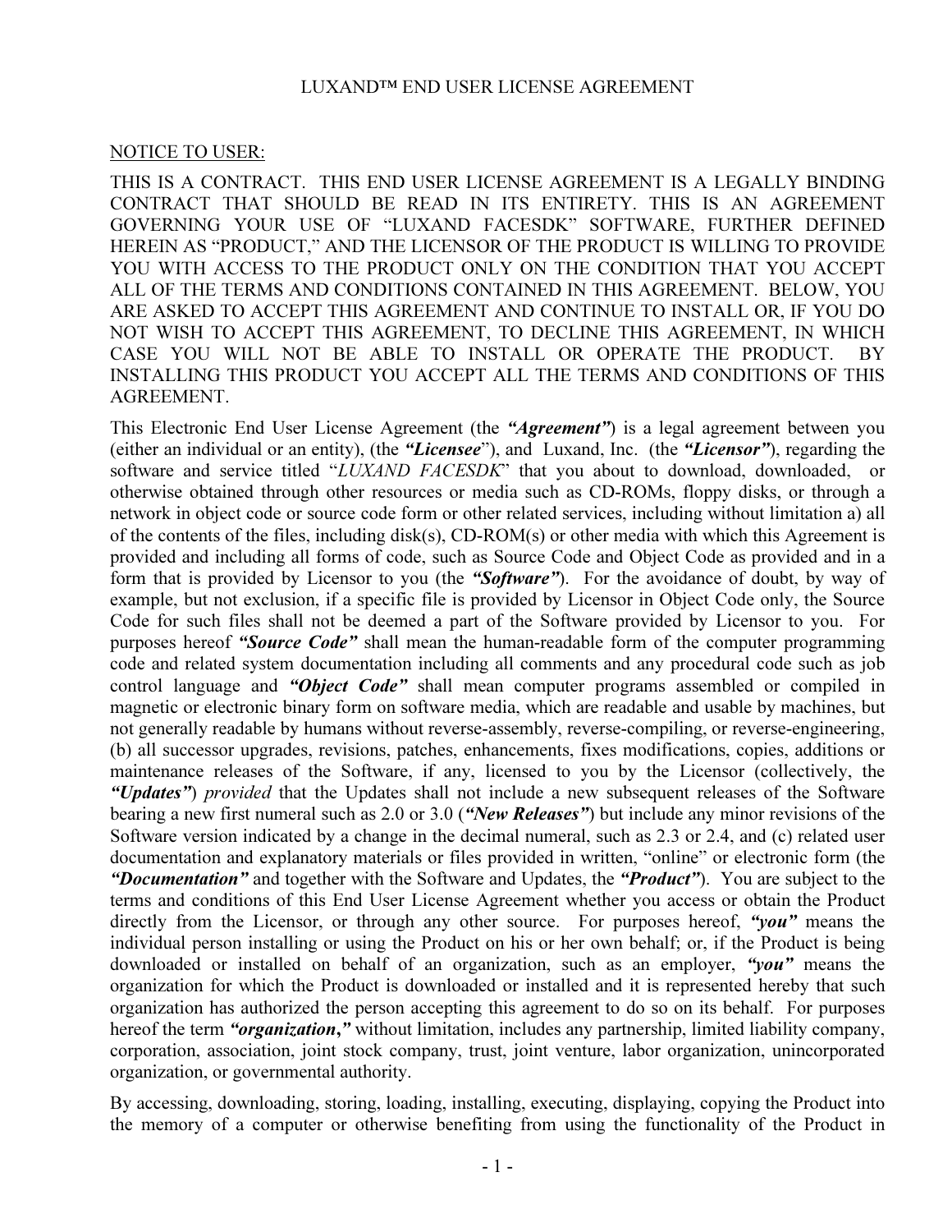# LUXAND™ END USER LICENSE AGREEMENT

<u>NOTICE TO USER:</u>

THIS IS A CONTRACT. THIS END USER LICENSE AGREEMENT IS A LEGALLY BINDING CONTRACT THAT SHOULD BE READ IN ITS ENTIRETY. THIS IS AN AGREEMENT GOVERNING YOUR USE OF "LUXAND FACESDK" SOFTWARE, FURTHER DEFINED HEREIN AS "PRODUCT," AND THE LICENSOR OF THE PRODUCT IS WILLING TO PROVIDE YOU WITH ACCESS TO THE PRODUCT ONLY ON THE CONDITION THAT YOU ACCEPT ALL OF THE TERMS AND CONDITIONS CONTAINED IN THIS AGREEMENT. BELOW, YOU ARE ASKED TO ACCEPT THIS AGREEMENT AND CONTINUE TO INSTALL OR, IF YOU DO NOT WISH TO ACCEPT THIS AGREEMENT, TO DECLINE THIS AGREEMENT, IN WHICH CASE YOU WILL NOT BE ABLE TO INSTALL OR OPERATE THE PRODUCT. BY INSTALLING THIS PRODUCT YOU ACCEPT ALL THE TERMS AND CONDITIONS OF THIS AGREEMENT.

This Electronic End User License Agreement (the ***"Agreement"***) is a legal agreement between you (either an individual or an entity), (the ***"Licensee***"), and Luxand, Inc. (the ***"Licensor"***), regarding the software and service titled "*LUXAND FACESDK*" that you about to download, downloaded, or otherwise obtained through other resources or media such as CD-ROMs, floppy disks, or through a network in object code or source code form or other related services, including without limitation a) all of the contents of the files, including disk(s), CD-ROM(s) or other media with which this Agreement is provided and including all forms of code, such as Source Code and Object Code as provided and in a form that is provided by Licensor to you (the ***"Software"***). For the avoidance of doubt, by way of example, but not exclusion, if a specific file is provided by Licensor in Object Code only, the Source Code for such files shall not be deemed a part of the Software provided by Licensor to you. For purposes hereof ***"Source Code"*** shall mean the human-readable form of the computer programming code and related system documentation including all comments and any procedural code such as job control language and ***"Object Code"*** shall mean computer programs assembled or compiled in magnetic or electronic binary form on software media, which are readable and usable by machines, but not generally readable by humans without reverse-assembly, reverse-compiling, or reverse-engineering, (b) all successor upgrades, revisions, patches, enhancements, fixes modifications, copies, additions or maintenance releases of the Software, if any, licensed to you by the Licensor (collectively, the ***"Updates"***) *provided* that the Updates shall not include a new subsequent releases of the Software bearing a new first numeral such as 2.0 or 3.0 (***"New Releases"***) but include any minor revisions of the Software version indicated by a change in the decimal numeral, such as 2.3 or 2.4, and (c) related user documentation and explanatory materials or files provided in written, "online" or electronic form (the ***"Documentation"*** and together with the Software and Updates, the ***"Product"***). You are subject to the terms and conditions of this End User License Agreement whether you access or obtain the Product directly from the Licensor, or through any other source. For purposes hereof, ***"you"*** means the individual person installing or using the Product on his or her own behalf; or, if the Product is being downloaded or installed on behalf of an organization, such as an employer, ***"you"*** means the organization for which the Product is downloaded or installed and it is represented hereby that such organization has authorized the person accepting this agreement to do so on its behalf. For purposes hereof the term ***"organization,"*** without limitation, includes any partnership, limited liability company, corporation, association, joint stock company, trust, joint venture, labor organization, unincorporated organization, or governmental authority.

By accessing, downloading, storing, loading, installing, executing, displaying, copying the Product into the memory of a computer or otherwise benefiting from using the functionality of the Product in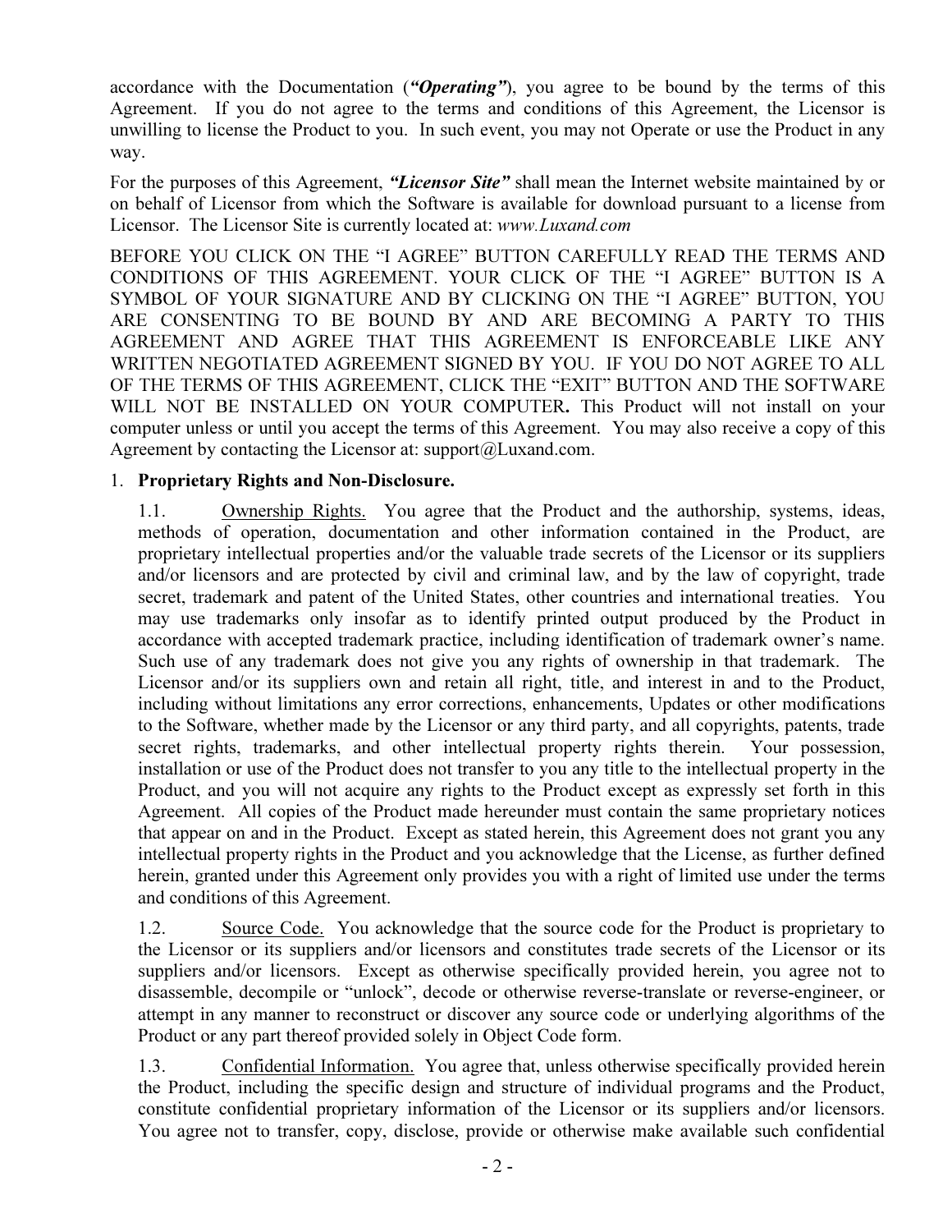accordance with the Documentation (***"Operating"***), you agree to be bound by the terms of this Agreement. If you do not agree to the terms and conditions of this Agreement, the Licensor is unwilling to license the Product to you. In such event, you may not Operate or use the Product in any way.

For the purposes of this Agreement, ***"Licensor Site"*** shall mean the Internet website maintained by or on behalf of Licensor from which the Software is available for download pursuant to a license from Licensor. The Licensor Site is currently located at: *www.Luxand.com*

BEFORE YOU CLICK ON THE "I AGREE" BUTTON CAREFULLY READ THE TERMS AND CONDITIONS OF THIS AGREEMENT. YOUR CLICK OF THE "I AGREE" BUTTON IS A SYMBOL OF YOUR SIGNATURE AND BY CLICKING ON THE "I AGREE" BUTTON, YOU ARE CONSENTING TO BE BOUND BY AND ARE BECOMING A PARTY TO THIS AGREEMENT AND AGREE THAT THIS AGREEMENT IS ENFORCEABLE LIKE ANY WRITTEN NEGOTIATED AGREEMENT SIGNED BY YOU. IF YOU DO NOT AGREE TO ALL OF THE TERMS OF THIS AGREEMENT, CLICK THE "EXIT" BUTTON AND THE SOFTWARE WILL NOT BE INSTALLED ON YOUR COMPUTER**.** This Product will not install on your computer unless or until you accept the terms of this Agreement. You may also receive a copy of this Agreement by contacting the Licensor at: support@Luxand.com.

1. **Proprietary Rights and Non-Disclosure.**

1.1. Ownership Rights. You agree that the Product and the authorship, systems, ideas, methods of operation, documentation and other information contained in the Product, are proprietary intellectual properties and/or the valuable trade secrets of the Licensor or its suppliers and/or licensors and are protected by civil and criminal law, and by the law of copyright, trade secret, trademark and patent of the United States, other countries and international treaties. You may use trademarks only insofar as to identify printed output produced by the Product in accordance with accepted trademark practice, including identification of trademark owner's name. Such use of any trademark does not give you any rights of ownership in that trademark. The Licensor and/or its suppliers own and retain all right, title, and interest in and to the Product, including without limitations any error corrections, enhancements, Updates or other modifications to the Software, whether made by the Licensor or any third party, and all copyrights, patents, trade secret rights, trademarks, and other intellectual property rights therein. Your possession, installation or use of the Product does not transfer to you any title to the intellectual property in the Product, and you will not acquire any rights to the Product except as expressly set forth in this Agreement. All copies of the Product made hereunder must contain the same proprietary notices that appear on and in the Product. Except as stated herein, this Agreement does not grant you any intellectual property rights in the Product and you acknowledge that the License, as further defined herein, granted under this Agreement only provides you with a right of limited use under the terms and conditions of this Agreement.

1.2. Source Code. You acknowledge that the source code for the Product is proprietary to the Licensor or its suppliers and/or licensors and constitutes trade secrets of the Licensor or its suppliers and/or licensors. Except as otherwise specifically provided herein, you agree not to disassemble, decompile or "unlock", decode or otherwise reverse-translate or reverse-engineer, or attempt in any manner to reconstruct or discover any source code or underlying algorithms of the Product or any part thereof provided solely in Object Code form.

1.3. Confidential Information. You agree that, unless otherwise specifically provided herein the Product, including the specific design and structure of individual programs and the Product, constitute confidential proprietary information of the Licensor or its suppliers and/or licensors. You agree not to transfer, copy, disclose, provide or otherwise make available such confidential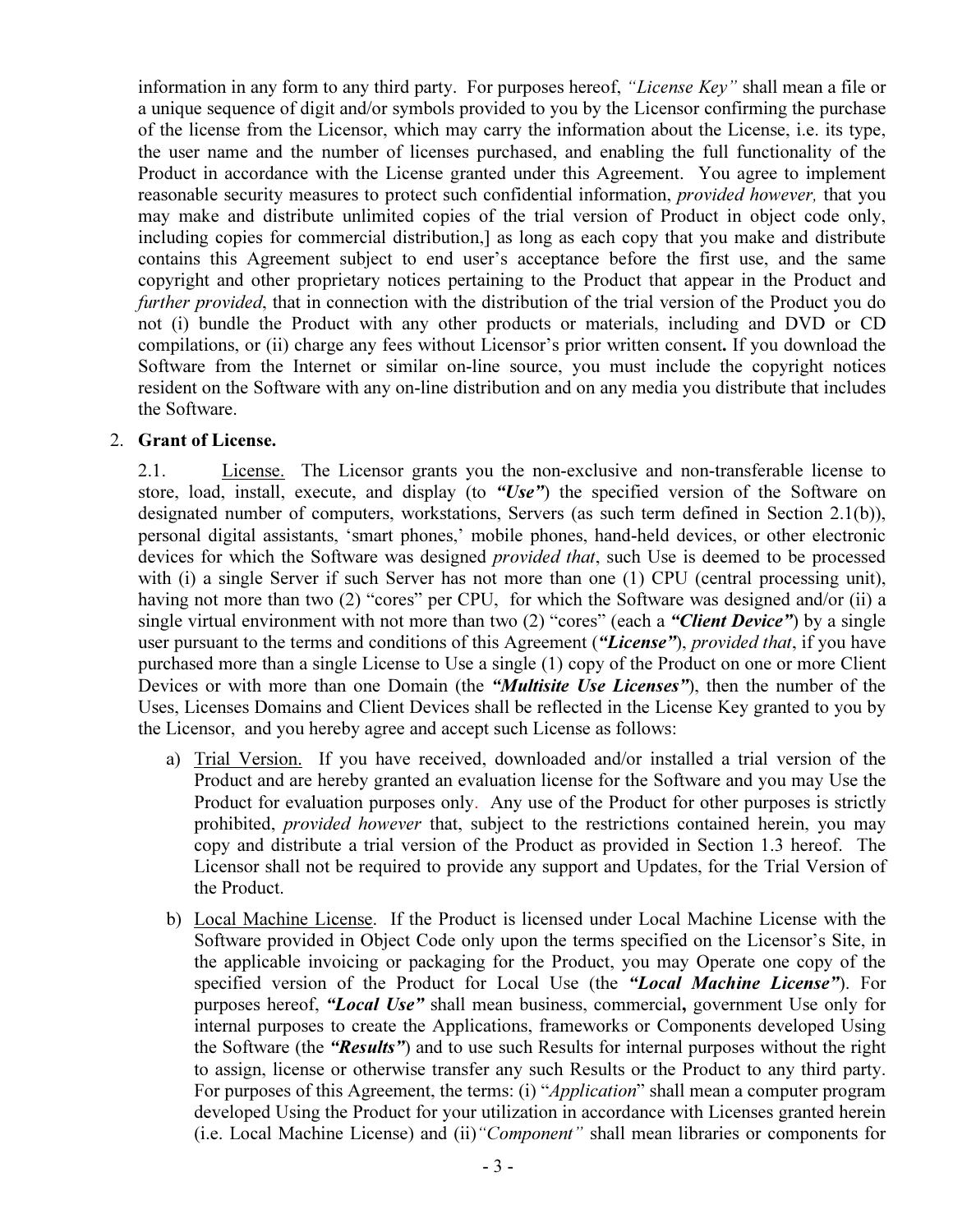information in any form to any third party. For purposes hereof, *"License Key"* shall mean a file or a unique sequence of digit and/or symbols provided to you by the Licensor confirming the purchase of the license from the Licensor, which may carry the information about the License, i.e. its type, the user name and the number of licenses purchased, and enabling the full functionality of the Product in accordance with the License granted under this Agreement. You agree to implement reasonable security measures to protect such confidential information, *provided however,* that you may make and distribute unlimited copies of the trial version of Product in object code only, including copies for commercial distribution,] as long as each copy that you make and distribute contains this Agreement subject to end user's acceptance before the first use, and the same copyright and other proprietary notices pertaining to the Product that appear in the Product and *further provided*, that in connection with the distribution of the trial version of the Product you do not (i) bundle the Product with any other products or materials, including and DVD or CD compilations, or (ii) charge any fees without Licensor's prior written consent**.** If you download the Software from the Internet or similar on-line source, you must include the copyright notices resident on the Software with any on-line distribution and on any media you distribute that includes the Software.

2. **Grant of License.**

2.1. License. The Licensor grants you the non-exclusive and non-transferable license to store, load, install, execute, and display (to ***"Use"***) the specified version of the Software on designated number of computers, workstations, Servers (as such term defined in Section 2.1(b)), personal digital assistants, 'smart phones,' mobile phones, hand-held devices, or other electronic devices for which the Software was designed *provided that*, such Use is deemed to be processed with (i) a single Server if such Server has not more than one (1) CPU (central processing unit), having not more than two (2) "cores" per CPU, for which the Software was designed and/or (ii) a single virtual environment with not more than two (2) "cores" (each a ***"Client Device"***) by a single user pursuant to the terms and conditions of this Agreement (***"License"***), *provided that*, if you have purchased more than a single License to Use a single (1) copy of the Product on one or more Client Devices or with more than one Domain (the ***"Multisite Use Licenses"***), then the number of the Uses, Licenses Domains and Client Devices shall be reflected in the License Key granted to you by the Licensor, and you hereby agree and accept such License as follows:

a) Trial Version. If you have received, downloaded and/or installed a trial version of the Product and are hereby granted an evaluation license for the Software and you may Use the Product for evaluation purposes only. Any use of the Product for other purposes is strictly prohibited, *provided however* that, subject to the restrictions contained herein, you may copy and distribute a trial version of the Product as provided in Section 1.3 hereof. The Licensor shall not be required to provide any support and Updates, for the Trial Version of the Product.

b) Local Machine License. If the Product is licensed under Local Machine License with the Software provided in Object Code only upon the terms specified on the Licensor's Site, in the applicable invoicing or packaging for the Product, you may Operate one copy of the specified version of the Product for Local Use (the ***"Local Machine License"***). For purposes hereof, ***"Local Use"*** shall mean business, commercial**,** government Use only for internal purposes to create the Applications, frameworks or Components developed Using the Software (the ***"Results"***) and to use such Results for internal purposes without the right to assign, license or otherwise transfer any such Results or the Product to any third party. For purposes of this Agreement, the terms: (i) "*Application*" shall mean a computer program developed Using the Product for your utilization in accordance with Licenses granted herein (i.e. Local Machine License) and (ii)*"Component"* shall mean libraries or components for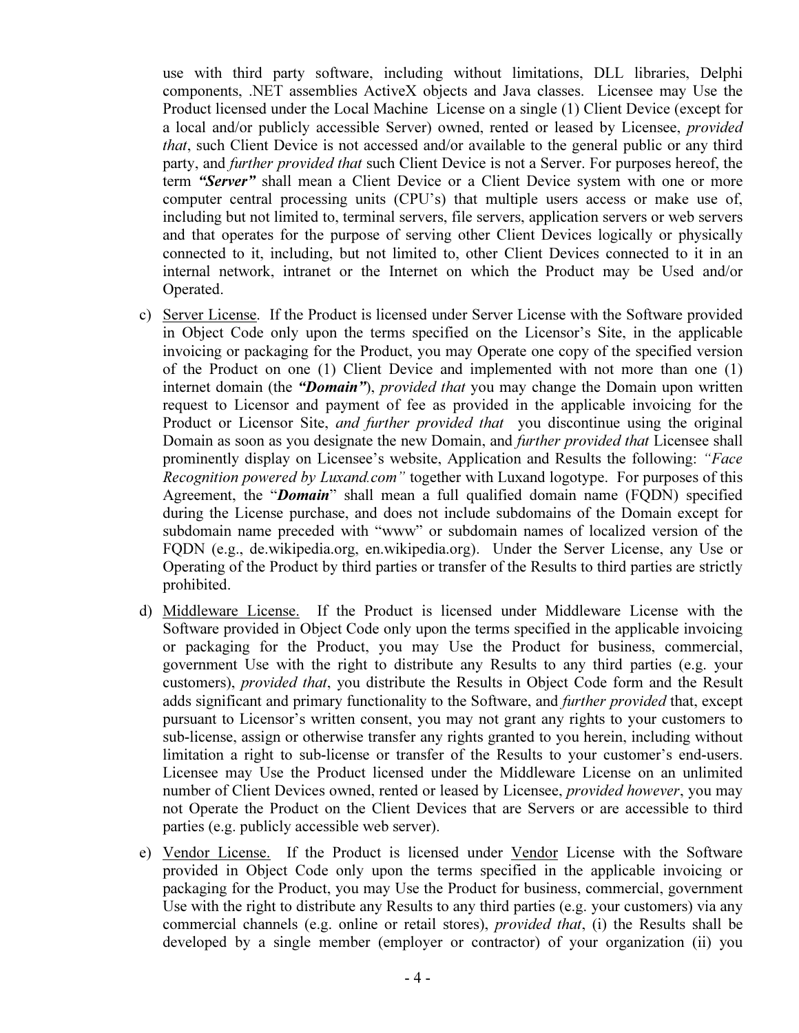use with third party software, including without limitations, DLL libraries, Delphi components, .NET assemblies ActiveX objects and Java classes. Licensee may Use the Product licensed under the Local Machine License on a single (1) Client Device (except for a local and/or publicly accessible Server) owned, rented or leased by Licensee, *provided that*, such Client Device is not accessed and/or available to the general public or any third party, and *further provided that* such Client Device is not a Server. For purposes hereof, the term ***"Server"*** shall mean a Client Device or a Client Device system with one or more computer central processing units (CPU's) that multiple users access or make use of, including but not limited to, terminal servers, file servers, application servers or web servers and that operates for the purpose of serving other Client Devices logically or physically connected to it, including, but not limited to, other Client Devices connected to it in an internal network, intranet or the Internet on which the Product may be Used and/or Operated.

c) Server License. If the Product is licensed under Server License with the Software provided in Object Code only upon the terms specified on the Licensor's Site, in the applicable invoicing or packaging for the Product, you may Operate one copy of the specified version of the Product on one (1) Client Device and implemented with not more than one (1) internet domain (the ***"Domain"***), *provided that* you may change the Domain upon written request to Licensor and payment of fee as provided in the applicable invoicing for the Product or Licensor Site, *and further provided that* you discontinue using the original Domain as soon as you designate the new Domain, and *further provided that* Licensee shall prominently display on Licensee's website, Application and Results the following: *"Face Recognition powered by Luxand.com"* together with Luxand logotype. For purposes of this Agreement, the "***Domain***" shall mean a full qualified domain name (FQDN) specified during the License purchase, and does not include subdomains of the Domain except for subdomain name preceded with "www" or subdomain names of localized version of the FQDN (e.g., de.wikipedia.org, en.wikipedia.org). Under the Server License, any Use or Operating of the Product by third parties or transfer of the Results to third parties are strictly prohibited.

d) Middleware License. If the Product is licensed under Middleware License with the Software provided in Object Code only upon the terms specified in the applicable invoicing or packaging for the Product, you may Use the Product for business, commercial, government Use with the right to distribute any Results to any third parties (e.g. your customers), *provided that*, you distribute the Results in Object Code form and the Result adds significant and primary functionality to the Software, and *further provided* that, except pursuant to Licensor's written consent, you may not grant any rights to your customers to sub-license, assign or otherwise transfer any rights granted to you herein, including without limitation a right to sub-license or transfer of the Results to your customer's end-users. Licensee may Use the Product licensed under the Middleware License on an unlimited number of Client Devices owned, rented or leased by Licensee, *provided however*, you may not Operate the Product on the Client Devices that are Servers or are accessible to third parties (e.g. publicly accessible web server).

e) Vendor License. If the Product is licensed under Vendor License with the Software provided in Object Code only upon the terms specified in the applicable invoicing or packaging for the Product, you may Use the Product for business, commercial, government Use with the right to distribute any Results to any third parties (e.g. your customers) via any commercial channels (e.g. online or retail stores), *provided that*, (i) the Results shall be developed by a single member (employer or contractor) of your organization (ii) you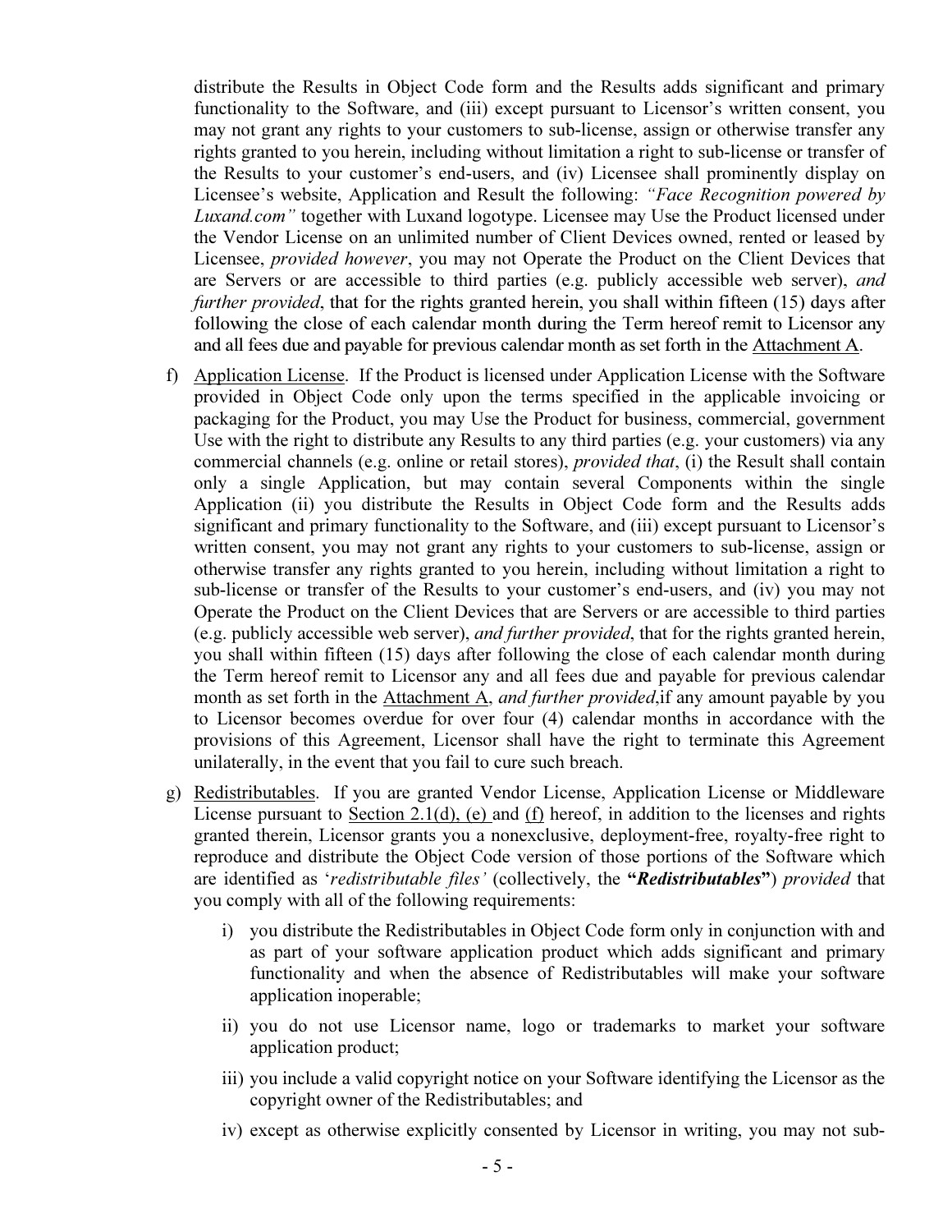distribute the Results in Object Code form and the Results adds significant and primary functionality to the Software, and (iii) except pursuant to Licensor's written consent, you may not grant any rights to your customers to sub-license, assign or otherwise transfer any rights granted to you herein, including without limitation a right to sub-license or transfer of the Results to your customer's end-users, and (iv) Licensee shall prominently display on Licensee's website, Application and Result the following: *"Face Recognition powered by Luxand.com"* together with Luxand logotype. Licensee may Use the Product licensed under the Vendor License on an unlimited number of Client Devices owned, rented or leased by Licensee, *provided however*, you may not Operate the Product on the Client Devices that are Servers or are accessible to third parties (e.g. publicly accessible web server), *and further provided*, that for the rights granted herein, you shall within fifteen (15) days after following the close of each calendar month during the Term hereof remit to Licensor any and all fees due and payable for previous calendar month as set forth in the <u>Attachment A</u>.

f) <u>Application License</u>. If the Product is licensed under Application License with the Software provided in Object Code only upon the terms specified in the applicable invoicing or packaging for the Product, you may Use the Product for business, commercial, government Use with the right to distribute any Results to any third parties (e.g. your customers) via any commercial channels (e.g. online or retail stores), *provided that*, (i) the Result shall contain only a single Application, but may contain several Components within the single Application (ii) you distribute the Results in Object Code form and the Results adds significant and primary functionality to the Software, and (iii) except pursuant to Licensor's written consent, you may not grant any rights to your customers to sub-license, assign or otherwise transfer any rights granted to you herein, including without limitation a right to sub-license or transfer of the Results to your customer's end-users, and (iv) you may not Operate the Product on the Client Devices that are Servers or are accessible to third parties (e.g. publicly accessible web server), *and further provided*, that for the rights granted herein, you shall within fifteen (15) days after following the close of each calendar month during the Term hereof remit to Licensor any and all fees due and payable for previous calendar month as set forth in the <u>Attachment A</u>, *and further provided*,if any amount payable by you to Licensor becomes overdue for over four (4) calendar months in accordance with the provisions of this Agreement, Licensor shall have the right to terminate this Agreement unilaterally, in the event that you fail to cure such breach.

g) <u>Redistributables</u>. If you are granted Vendor License, Application License or Middleware License pursuant to <u>Section 2.1(d), (e)</u> and <u>(f)</u> hereof, in addition to the licenses and rights granted therein, Licensor grants you a nonexclusive, deployment-free, royalty-free right to reproduce and distribute the Object Code version of those portions of the Software which are identified as '*redistributable files'* (collectively, the **"*Redistributables*"**) *provided* that you comply with all of the following requirements:

   i) you distribute the Redistributables in Object Code form only in conjunction with and as part of your software application product which adds significant and primary functionality and when the absence of Redistributables will make your software application inoperable;

   ii) you do not use Licensor name, logo or trademarks to market your software application product;

   iii) you include a valid copyright notice on your Software identifying the Licensor as the copyright owner of the Redistributables; and

   iv) except as otherwise explicitly consented by Licensor in writing, you may not sub-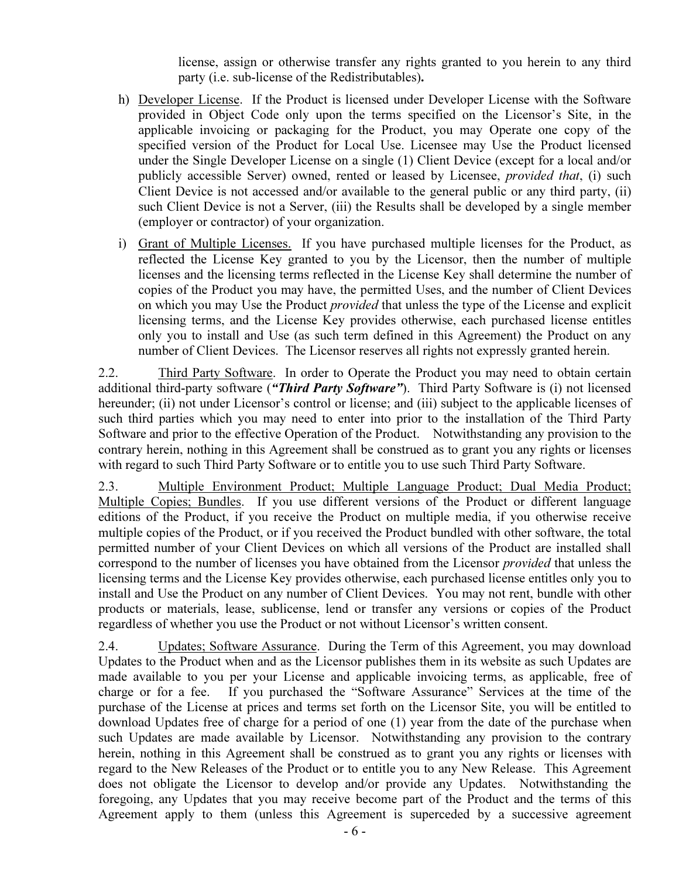license, assign or otherwise transfer any rights granted to you herein to any third party (i.e. sub-license of the Redistributables)**.**

h) Developer License. If the Product is licensed under Developer License with the Software provided in Object Code only upon the terms specified on the Licensor's Site, in the applicable invoicing or packaging for the Product, you may Operate one copy of the specified version of the Product for Local Use. Licensee may Use the Product licensed under the Single Developer License on a single (1) Client Device (except for a local and/or publicly accessible Server) owned, rented or leased by Licensee, *provided that*, (i) such Client Device is not accessed and/or available to the general public or any third party, (ii) such Client Device is not a Server, (iii) the Results shall be developed by a single member (employer or contractor) of your organization.

i) Grant of Multiple Licenses. If you have purchased multiple licenses for the Product, as reflected the License Key granted to you by the Licensor, then the number of multiple licenses and the licensing terms reflected in the License Key shall determine the number of copies of the Product you may have, the permitted Uses, and the number of Client Devices on which you may Use the Product *provided* that unless the type of the License and explicit licensing terms, and the License Key provides otherwise, each purchased license entitles only you to install and Use (as such term defined in this Agreement) the Product on any number of Client Devices. The Licensor reserves all rights not expressly granted herein.

2.2. Third Party Software. In order to Operate the Product you may need to obtain certain additional third-party software (***"Third Party Software"***). Third Party Software is (i) not licensed hereunder; (ii) not under Licensor's control or license; and (iii) subject to the applicable licenses of such third parties which you may need to enter into prior to the installation of the Third Party Software and prior to the effective Operation of the Product. Notwithstanding any provision to the contrary herein, nothing in this Agreement shall be construed as to grant you any rights or licenses with regard to such Third Party Software or to entitle you to use such Third Party Software.

2.3. Multiple Environment Product; Multiple Language Product; Dual Media Product; Multiple Copies; Bundles. If you use different versions of the Product or different language editions of the Product, if you receive the Product on multiple media, if you otherwise receive multiple copies of the Product, or if you received the Product bundled with other software, the total permitted number of your Client Devices on which all versions of the Product are installed shall correspond to the number of licenses you have obtained from the Licensor *provided* that unless the licensing terms and the License Key provides otherwise, each purchased license entitles only you to install and Use the Product on any number of Client Devices. You may not rent, bundle with other products or materials, lease, sublicense, lend or transfer any versions or copies of the Product regardless of whether you use the Product or not without Licensor's written consent.

2.4. Updates; Software Assurance. During the Term of this Agreement, you may download Updates to the Product when and as the Licensor publishes them in its website as such Updates are made available to you per your License and applicable invoicing terms, as applicable, free of charge or for a fee. If you purchased the "Software Assurance" Services at the time of the purchase of the License at prices and terms set forth on the Licensor Site, you will be entitled to download Updates free of charge for a period of one (1) year from the date of the purchase when such Updates are made available by Licensor. Notwithstanding any provision to the contrary herein, nothing in this Agreement shall be construed as to grant you any rights or licenses with regard to the New Releases of the Product or to entitle you to any New Release. This Agreement does not obligate the Licensor to develop and/or provide any Updates. Notwithstanding the foregoing, any Updates that you may receive become part of the Product and the terms of this Agreement apply to them (unless this Agreement is superceded by a successive agreement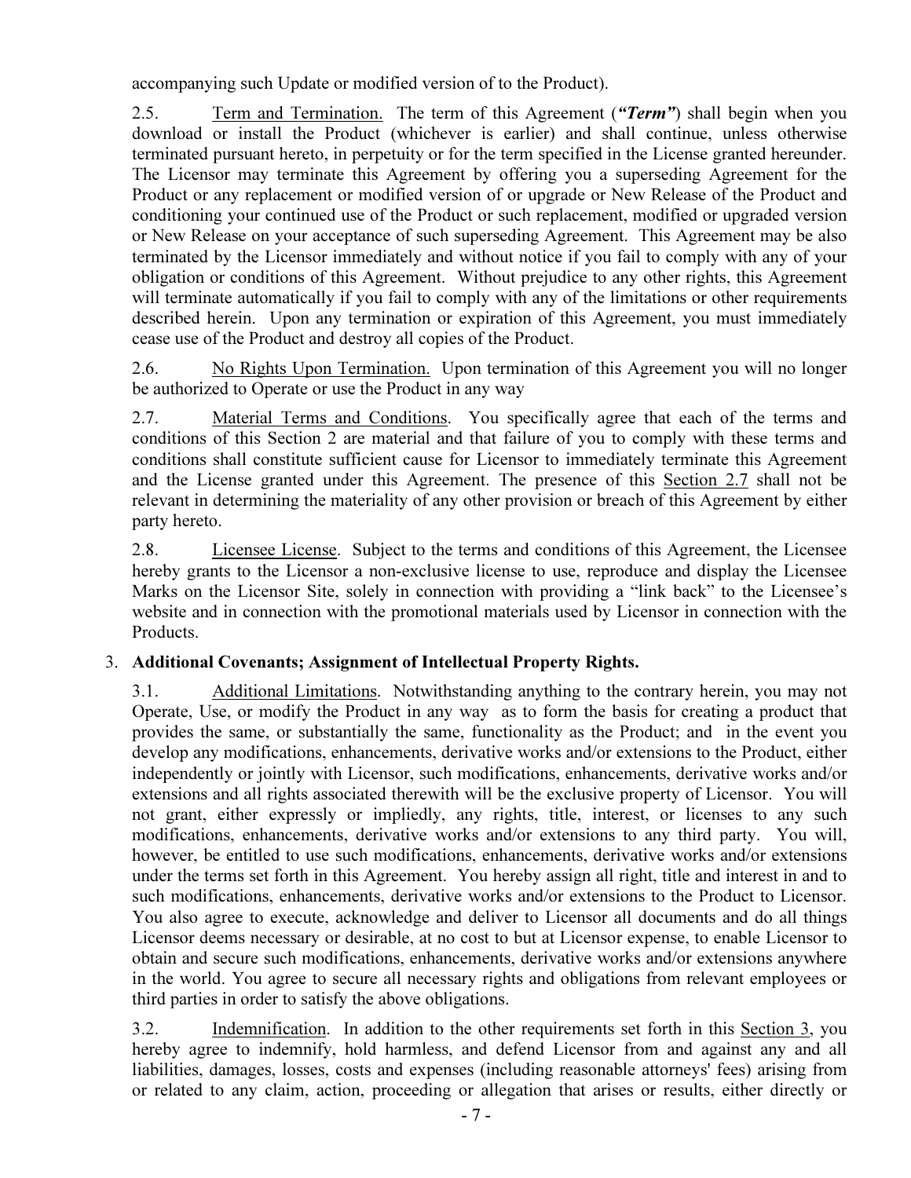accompanying such Update or modified version of to the Product).

2.5. Term and Termination. The term of this Agreement (***"Term"***) shall begin when you download or install the Product (whichever is earlier) and shall continue, unless otherwise terminated pursuant hereto, in perpetuity or for the term specified in the License granted hereunder. The Licensor may terminate this Agreement by offering you a superseding Agreement for the Product or any replacement or modified version of or upgrade or New Release of the Product and conditioning your continued use of the Product or such replacement, modified or upgraded version or New Release on your acceptance of such superseding Agreement. This Agreement may be also terminated by the Licensor immediately and without notice if you fail to comply with any of your obligation or conditions of this Agreement. Without prejudice to any other rights, this Agreement will terminate automatically if you fail to comply with any of the limitations or other requirements described herein. Upon any termination or expiration of this Agreement, you must immediately cease use of the Product and destroy all copies of the Product.

2.6. No Rights Upon Termination. Upon termination of this Agreement you will no longer be authorized to Operate or use the Product in any way

2.7. Material Terms and Conditions. You specifically agree that each of the terms and conditions of this Section 2 are material and that failure of you to comply with these terms and conditions shall constitute sufficient cause for Licensor to immediately terminate this Agreement and the License granted under this Agreement. The presence of this Section 2.7 shall not be relevant in determining the materiality of any other provision or breach of this Agreement by either party hereto.

2.8. Licensee License. Subject to the terms and conditions of this Agreement, the Licensee hereby grants to the Licensor a non-exclusive license to use, reproduce and display the Licensee Marks on the Licensor Site, solely in connection with providing a "link back" to the Licensee's website and in connection with the promotional materials used by Licensor in connection with the Products.

3. **Additional Covenants; Assignment of Intellectual Property Rights.**

3.1. Additional Limitations. Notwithstanding anything to the contrary herein, you may not Operate, Use, or modify the Product in any way as to form the basis for creating a product that provides the same, or substantially the same, functionality as the Product; and in the event you develop any modifications, enhancements, derivative works and/or extensions to the Product, either independently or jointly with Licensor, such modifications, enhancements, derivative works and/or extensions and all rights associated therewith will be the exclusive property of Licensor. You will not grant, either expressly or impliedly, any rights, title, interest, or licenses to any such modifications, enhancements, derivative works and/or extensions to any third party. You will, however, be entitled to use such modifications, enhancements, derivative works and/or extensions under the terms set forth in this Agreement. You hereby assign all right, title and interest in and to such modifications, enhancements, derivative works and/or extensions to the Product to Licensor. You also agree to execute, acknowledge and deliver to Licensor all documents and do all things Licensor deems necessary or desirable, at no cost to but at Licensor expense, to enable Licensor to obtain and secure such modifications, enhancements, derivative works and/or extensions anywhere in the world. You agree to secure all necessary rights and obligations from relevant employees or third parties in order to satisfy the above obligations.

3.2. Indemnification. In addition to the other requirements set forth in this Section 3, you hereby agree to indemnify, hold harmless, and defend Licensor from and against any and all liabilities, damages, losses, costs and expenses (including reasonable attorneys' fees) arising from or related to any claim, action, proceeding or allegation that arises or results, either directly or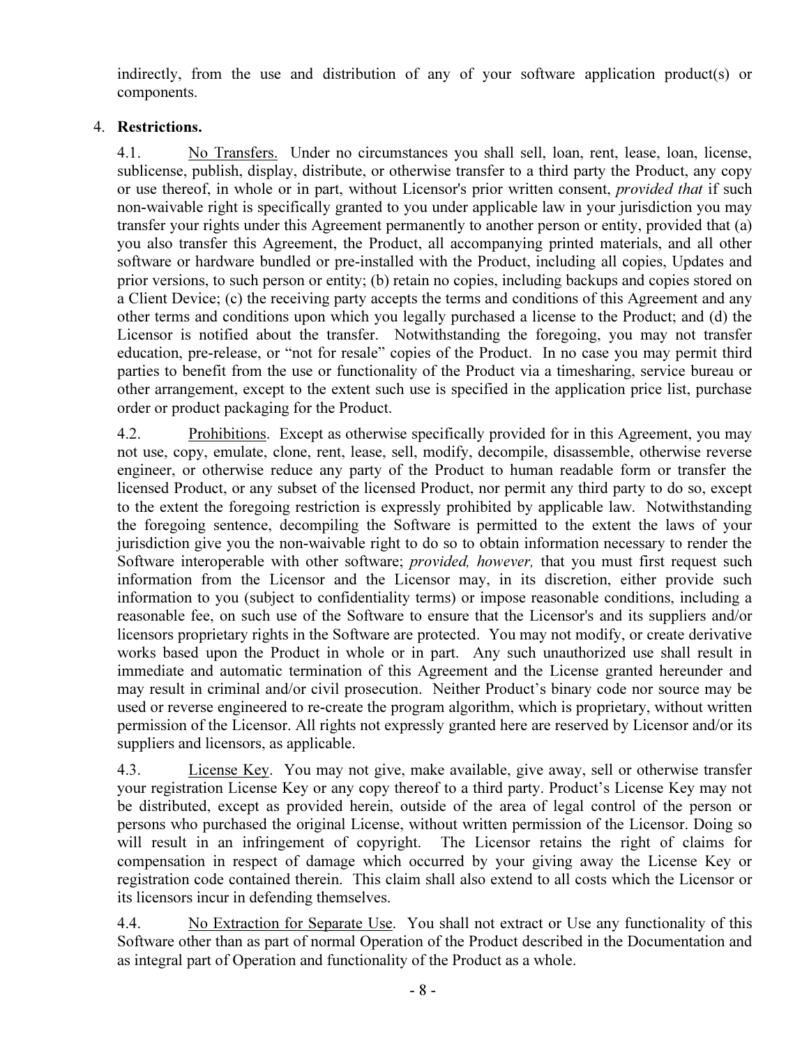indirectly, from the use and distribution of any of your software application product(s) or components.

4. **Restrictions.**

4.1. <u>No Transfers.</u> Under no circumstances you shall sell, loan, rent, lease, loan, license, sublicense, publish, display, distribute, or otherwise transfer to a third party the Product, any copy or use thereof, in whole or in part, without Licensor's prior written consent, *provided that* if such non-waivable right is specifically granted to you under applicable law in your jurisdiction you may transfer your rights under this Agreement permanently to another person or entity, provided that (a) you also transfer this Agreement, the Product, all accompanying printed materials, and all other software or hardware bundled or pre-installed with the Product, including all copies, Updates and prior versions, to such person or entity; (b) retain no copies, including backups and copies stored on a Client Device; (c) the receiving party accepts the terms and conditions of this Agreement and any other terms and conditions upon which you legally purchased a license to the Product; and (d) the Licensor is notified about the transfer. Notwithstanding the foregoing, you may not transfer education, pre-release, or "not for resale" copies of the Product. In no case you may permit third parties to benefit from the use or functionality of the Product via a timesharing, service bureau or other arrangement, except to the extent such use is specified in the application price list, purchase order or product packaging for the Product.

4.2. <u>Prohibitions</u>. Except as otherwise specifically provided for in this Agreement, you may not use, copy, emulate, clone, rent, lease, sell, modify, decompile, disassemble, otherwise reverse engineer, or otherwise reduce any party of the Product to human readable form or transfer the licensed Product, or any subset of the licensed Product, nor permit any third party to do so, except to the extent the foregoing restriction is expressly prohibited by applicable law. Notwithstanding the foregoing sentence, decompiling the Software is permitted to the extent the laws of your jurisdiction give you the non-waivable right to do so to obtain information necessary to render the Software interoperable with other software; *provided, however,* that you must first request such information from the Licensor and the Licensor may, in its discretion, either provide such information to you (subject to confidentiality terms) or impose reasonable conditions, including a reasonable fee, on such use of the Software to ensure that the Licensor's and its suppliers and/or licensors proprietary rights in the Software are protected. You may not modify, or create derivative works based upon the Product in whole or in part. Any such unauthorized use shall result in immediate and automatic termination of this Agreement and the License granted hereunder and may result in criminal and/or civil prosecution. Neither Product's binary code nor source may be used or reverse engineered to re-create the program algorithm, which is proprietary, without written permission of the Licensor. All rights not expressly granted here are reserved by Licensor and/or its suppliers and licensors, as applicable.

4.3. <u>License Key</u>. You may not give, make available, give away, sell or otherwise transfer your registration License Key or any copy thereof to a third party. Product's License Key may not be distributed, except as provided herein, outside of the area of legal control of the person or persons who purchased the original License, without written permission of the Licensor. Doing so will result in an infringement of copyright. The Licensor retains the right of claims for compensation in respect of damage which occurred by your giving away the License Key or registration code contained therein. This claim shall also extend to all costs which the Licensor or its licensors incur in defending themselves.

4.4. <u>No Extraction for Separate Use</u>. You shall not extract or Use any functionality of this Software other than as part of normal Operation of the Product described in the Documentation and as integral part of Operation and functionality of the Product as a whole.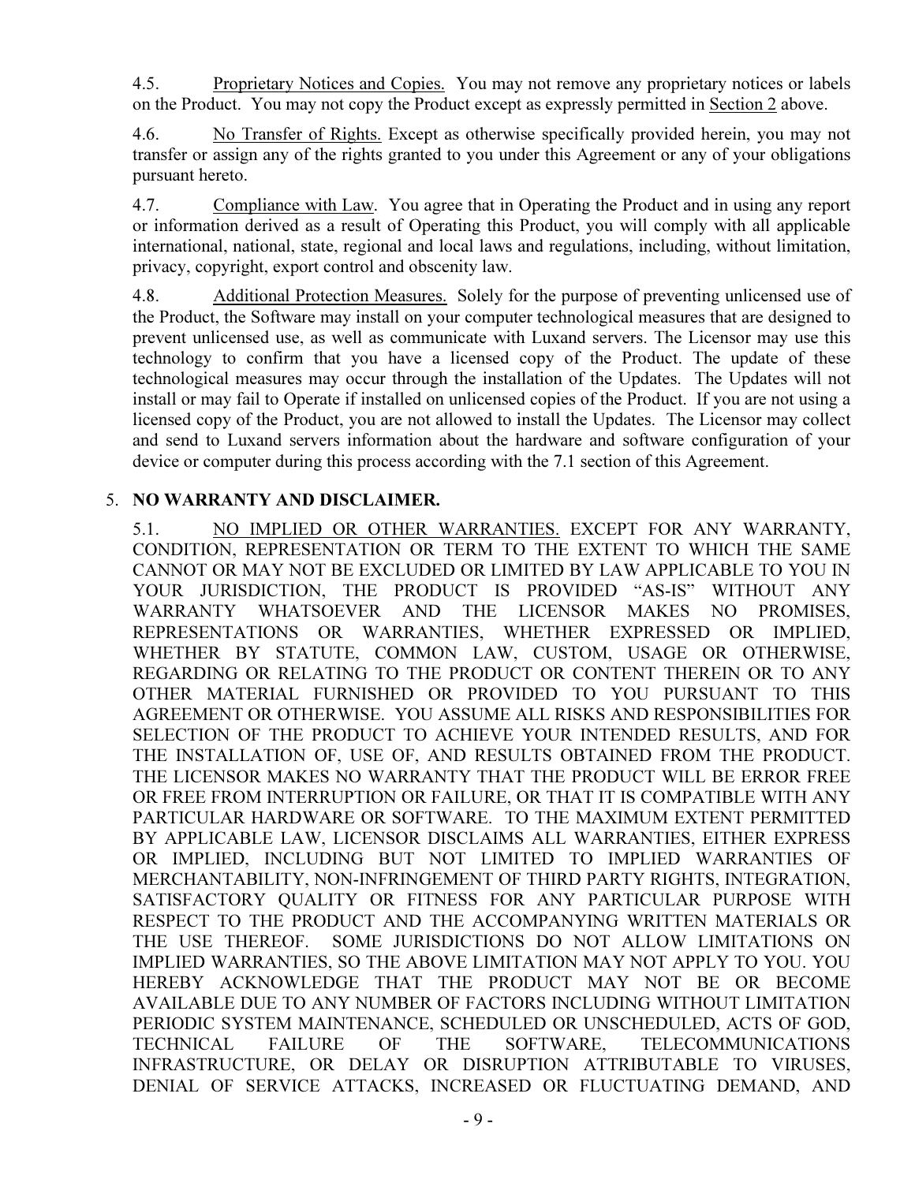4.5. <u>Proprietary Notices and Copies.</u> You may not remove any proprietary notices or labels on the Product. You may not copy the Product except as expressly permitted in <u>Section 2</u> above.

4.6. <u>No Transfer of Rights.</u> Except as otherwise specifically provided herein, you may not transfer or assign any of the rights granted to you under this Agreement or any of your obligations pursuant hereto.

4.7. <u>Compliance with Law</u>. You agree that in Operating the Product and in using any report or information derived as a result of Operating this Product, you will comply with all applicable international, national, state, regional and local laws and regulations, including, without limitation, privacy, copyright, export control and obscenity law.

4.8. <u>Additional Protection Measures.</u> Solely for the purpose of preventing unlicensed use of the Product, the Software may install on your computer technological measures that are designed to prevent unlicensed use, as well as communicate with Luxand servers. The Licensor may use this technology to confirm that you have a licensed copy of the Product. The update of these technological measures may occur through the installation of the Updates. The Updates will not install or may fail to Operate if installed on unlicensed copies of the Product. If you are not using a licensed copy of the Product, you are not allowed to install the Updates. The Licensor may collect and send to Luxand servers information about the hardware and software configuration of your device or computer during this process according with the 7.1 section of this Agreement.

5. **NO WARRANTY AND DISCLAIMER.**

5.1. <u>NO IMPLIED OR OTHER WARRANTIES.</u> EXCEPT FOR ANY WARRANTY, CONDITION, REPRESENTATION OR TERM TO THE EXTENT TO WHICH THE SAME CANNOT OR MAY NOT BE EXCLUDED OR LIMITED BY LAW APPLICABLE TO YOU IN YOUR JURISDICTION, THE PRODUCT IS PROVIDED "AS-IS" WITHOUT ANY WARRANTY WHATSOEVER AND THE LICENSOR MAKES NO PROMISES, REPRESENTATIONS OR WARRANTIES, WHETHER EXPRESSED OR IMPLIED, WHETHER BY STATUTE, COMMON LAW, CUSTOM, USAGE OR OTHERWISE, REGARDING OR RELATING TO THE PRODUCT OR CONTENT THEREIN OR TO ANY OTHER MATERIAL FURNISHED OR PROVIDED TO YOU PURSUANT TO THIS AGREEMENT OR OTHERWISE. YOU ASSUME ALL RISKS AND RESPONSIBILITIES FOR SELECTION OF THE PRODUCT TO ACHIEVE YOUR INTENDED RESULTS, AND FOR THE INSTALLATION OF, USE OF, AND RESULTS OBTAINED FROM THE PRODUCT. THE LICENSOR MAKES NO WARRANTY THAT THE PRODUCT WILL BE ERROR FREE OR FREE FROM INTERRUPTION OR FAILURE, OR THAT IT IS COMPATIBLE WITH ANY PARTICULAR HARDWARE OR SOFTWARE. TO THE MAXIMUM EXTENT PERMITTED BY APPLICABLE LAW, LICENSOR DISCLAIMS ALL WARRANTIES, EITHER EXPRESS OR IMPLIED, INCLUDING BUT NOT LIMITED TO IMPLIED WARRANTIES OF MERCHANTABILITY, NON-INFRINGEMENT OF THIRD PARTY RIGHTS, INTEGRATION, SATISFACTORY QUALITY OR FITNESS FOR ANY PARTICULAR PURPOSE WITH RESPECT TO THE PRODUCT AND THE ACCOMPANYING WRITTEN MATERIALS OR THE USE THEREOF. SOME JURISDICTIONS DO NOT ALLOW LIMITATIONS ON IMPLIED WARRANTIES, SO THE ABOVE LIMITATION MAY NOT APPLY TO YOU. YOU HEREBY ACKNOWLEDGE THAT THE PRODUCT MAY NOT BE OR BECOME AVAILABLE DUE TO ANY NUMBER OF FACTORS INCLUDING WITHOUT LIMITATION PERIODIC SYSTEM MAINTENANCE, SCHEDULED OR UNSCHEDULED, ACTS OF GOD, TECHNICAL FAILURE OF THE SOFTWARE, TELECOMMUNICATIONS INFRASTRUCTURE, OR DELAY OR DISRUPTION ATTRIBUTABLE TO VIRUSES, DENIAL OF SERVICE ATTACKS, INCREASED OR FLUCTUATING DEMAND, AND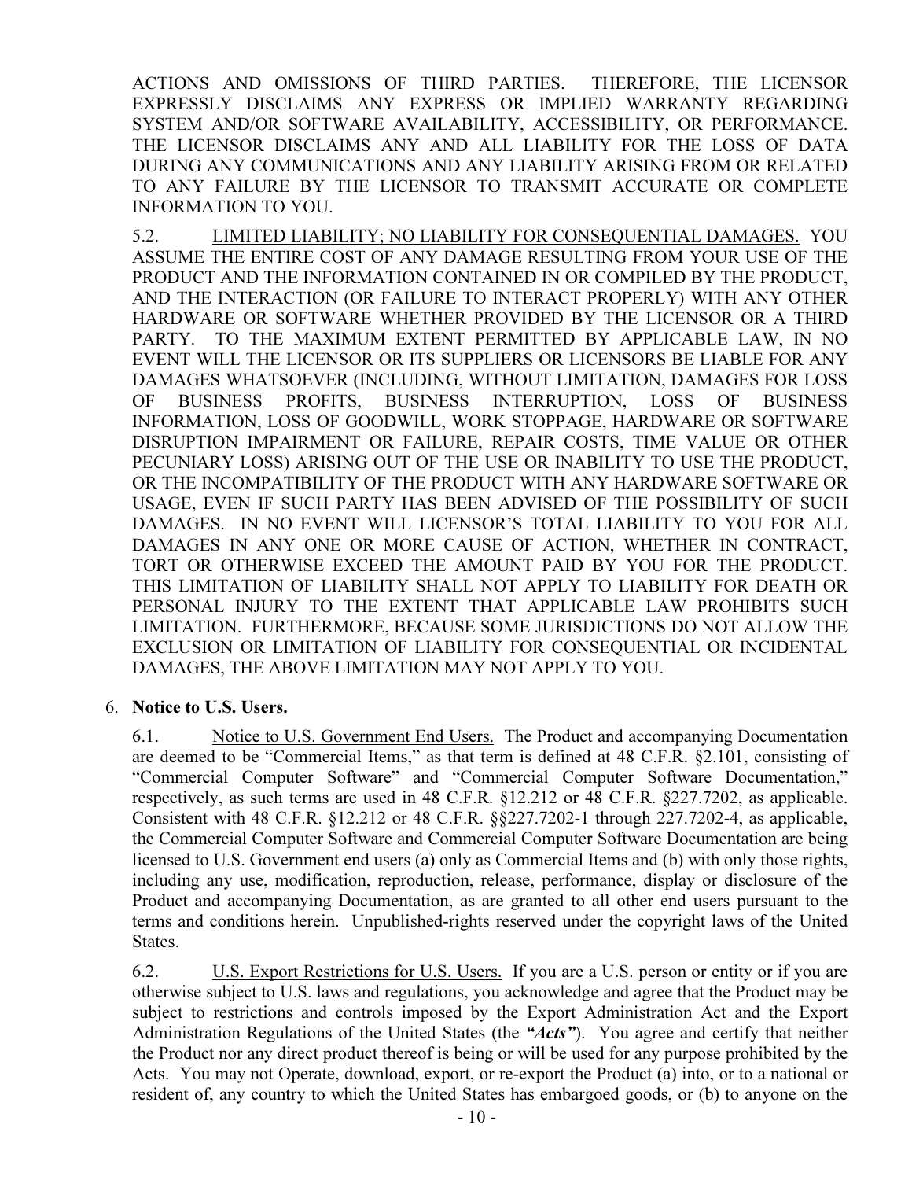ACTIONS AND OMISSIONS OF THIRD PARTIES. THEREFORE, THE LICENSOR EXPRESSLY DISCLAIMS ANY EXPRESS OR IMPLIED WARRANTY REGARDING SYSTEM AND/OR SOFTWARE AVAILABILITY, ACCESSIBILITY, OR PERFORMANCE. THE LICENSOR DISCLAIMS ANY AND ALL LIABILITY FOR THE LOSS OF DATA DURING ANY COMMUNICATIONS AND ANY LIABILITY ARISING FROM OR RELATED TO ANY FAILURE BY THE LICENSOR TO TRANSMIT ACCURATE OR COMPLETE INFORMATION TO YOU.

5.2. <u>LIMITED LIABILITY; NO LIABILITY FOR CONSEQUENTIAL DAMAGES.</u> YOU ASSUME THE ENTIRE COST OF ANY DAMAGE RESULTING FROM YOUR USE OF THE PRODUCT AND THE INFORMATION CONTAINED IN OR COMPILED BY THE PRODUCT, AND THE INTERACTION (OR FAILURE TO INTERACT PROPERLY) WITH ANY OTHER HARDWARE OR SOFTWARE WHETHER PROVIDED BY THE LICENSOR OR A THIRD PARTY. TO THE MAXIMUM EXTENT PERMITTED BY APPLICABLE LAW, IN NO EVENT WILL THE LICENSOR OR ITS SUPPLIERS OR LICENSORS BE LIABLE FOR ANY DAMAGES WHATSOEVER (INCLUDING, WITHOUT LIMITATION, DAMAGES FOR LOSS OF BUSINESS PROFITS, BUSINESS INTERRUPTION, LOSS OF BUSINESS INFORMATION, LOSS OF GOODWILL, WORK STOPPAGE, HARDWARE OR SOFTWARE DISRUPTION IMPAIRMENT OR FAILURE, REPAIR COSTS, TIME VALUE OR OTHER PECUNIARY LOSS) ARISING OUT OF THE USE OR INABILITY TO USE THE PRODUCT, OR THE INCOMPATIBILITY OF THE PRODUCT WITH ANY HARDWARE SOFTWARE OR USAGE, EVEN IF SUCH PARTY HAS BEEN ADVISED OF THE POSSIBILITY OF SUCH DAMAGES. IN NO EVENT WILL LICENSOR'S TOTAL LIABILITY TO YOU FOR ALL DAMAGES IN ANY ONE OR MORE CAUSE OF ACTION, WHETHER IN CONTRACT, TORT OR OTHERWISE EXCEED THE AMOUNT PAID BY YOU FOR THE PRODUCT. THIS LIMITATION OF LIABILITY SHALL NOT APPLY TO LIABILITY FOR DEATH OR PERSONAL INJURY TO THE EXTENT THAT APPLICABLE LAW PROHIBITS SUCH LIMITATION. FURTHERMORE, BECAUSE SOME JURISDICTIONS DO NOT ALLOW THE EXCLUSION OR LIMITATION OF LIABILITY FOR CONSEQUENTIAL OR INCIDENTAL DAMAGES, THE ABOVE LIMITATION MAY NOT APPLY TO YOU.

6. **Notice to U.S. Users.**

6.1. <u>Notice to U.S. Government End Users.</u> The Product and accompanying Documentation are deemed to be "Commercial Items," as that term is defined at 48 C.F.R. §2.101, consisting of "Commercial Computer Software" and "Commercial Computer Software Documentation," respectively, as such terms are used in 48 C.F.R. §12.212 or 48 C.F.R. §227.7202, as applicable. Consistent with 48 C.F.R. §12.212 or 48 C.F.R. §§227.7202-1 through 227.7202-4, as applicable, the Commercial Computer Software and Commercial Computer Software Documentation are being licensed to U.S. Government end users (a) only as Commercial Items and (b) with only those rights, including any use, modification, reproduction, release, performance, display or disclosure of the Product and accompanying Documentation, as are granted to all other end users pursuant to the terms and conditions herein. Unpublished-rights reserved under the copyright laws of the United States.

6.2. <u>U.S. Export Restrictions for U.S. Users.</u> If you are a U.S. person or entity or if you are otherwise subject to U.S. laws and regulations, you acknowledge and agree that the Product may be subject to restrictions and controls imposed by the Export Administration Act and the Export Administration Regulations of the United States (the ***"Acts"***). You agree and certify that neither the Product nor any direct product thereof is being or will be used for any purpose prohibited by the Acts. You may not Operate, download, export, or re-export the Product (a) into, or to a national or resident of, any country to which the United States has embargoed goods, or (b) to anyone on the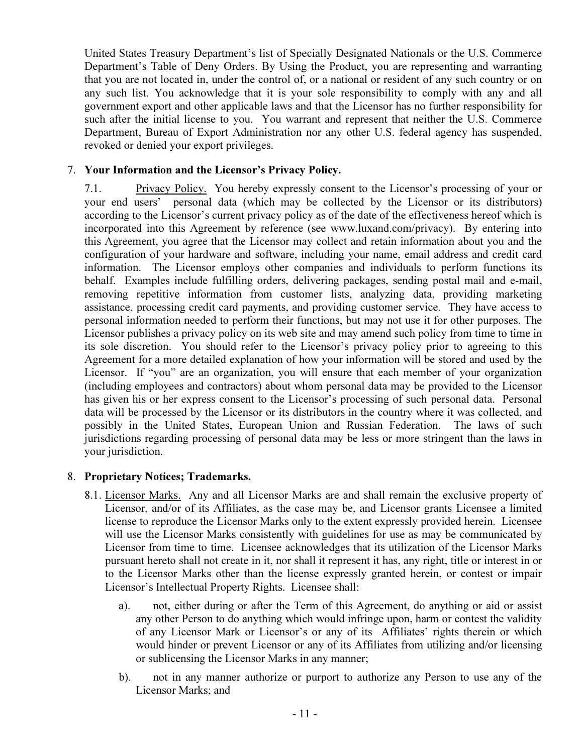United States Treasury Department's list of Specially Designated Nationals or the U.S. Commerce Department's Table of Deny Orders. By Using the Product, you are representing and warranting that you are not located in, under the control of, or a national or resident of any such country or on any such list. You acknowledge that it is your sole responsibility to comply with any and all government export and other applicable laws and that the Licensor has no further responsibility for such after the initial license to you. You warrant and represent that neither the U.S. Commerce Department, Bureau of Export Administration nor any other U.S. federal agency has suspended, revoked or denied your export privileges.

7. **Your Information and the Licensor's Privacy Policy.**

7.1. <u>Privacy Policy.</u> You hereby expressly consent to the Licensor's processing of your or your end users' personal data (which may be collected by the Licensor or its distributors) according to the Licensor's current privacy policy as of the date of the effectiveness hereof which is incorporated into this Agreement by reference (see www.luxand.com/privacy). By entering into this Agreement, you agree that the Licensor may collect and retain information about you and the configuration of your hardware and software, including your name, email address and credit card information. The Licensor employs other companies and individuals to perform functions its behalf. Examples include fulfilling orders, delivering packages, sending postal mail and e-mail, removing repetitive information from customer lists, analyzing data, providing marketing assistance, processing credit card payments, and providing customer service. They have access to personal information needed to perform their functions, but may not use it for other purposes. The Licensor publishes a privacy policy on its web site and may amend such policy from time to time in its sole discretion. You should refer to the Licensor's privacy policy prior to agreeing to this Agreement for a more detailed explanation of how your information will be stored and used by the Licensor. If "you" are an organization, you will ensure that each member of your organization (including employees and contractors) about whom personal data may be provided to the Licensor has given his or her express consent to the Licensor's processing of such personal data. Personal data will be processed by the Licensor or its distributors in the country where it was collected, and possibly in the United States, European Union and Russian Federation. The laws of such jurisdictions regarding processing of personal data may be less or more stringent than the laws in your jurisdiction.

8. **Proprietary Notices; Trademarks.**

8.1. <u>Licensor Marks.</u> Any and all Licensor Marks are and shall remain the exclusive property of Licensor, and/or of its Affiliates, as the case may be, and Licensor grants Licensee a limited license to reproduce the Licensor Marks only to the extent expressly provided herein. Licensee will use the Licensor Marks consistently with guidelines for use as may be communicated by Licensor from time to time. Licensee acknowledges that its utilization of the Licensor Marks pursuant hereto shall not create in it, nor shall it represent it has, any right, title or interest in or to the Licensor Marks other than the license expressly granted herein, or contest or impair Licensor's Intellectual Property Rights. Licensee shall:

a). not, either during or after the Term of this Agreement, do anything or aid or assist any other Person to do anything which would infringe upon, harm or contest the validity of any Licensor Mark or Licensor's or any of its Affiliates' rights therein or which would hinder or prevent Licensor or any of its Affiliates from utilizing and/or licensing or sublicensing the Licensor Marks in any manner;

b). not in any manner authorize or purport to authorize any Person to use any of the Licensor Marks; and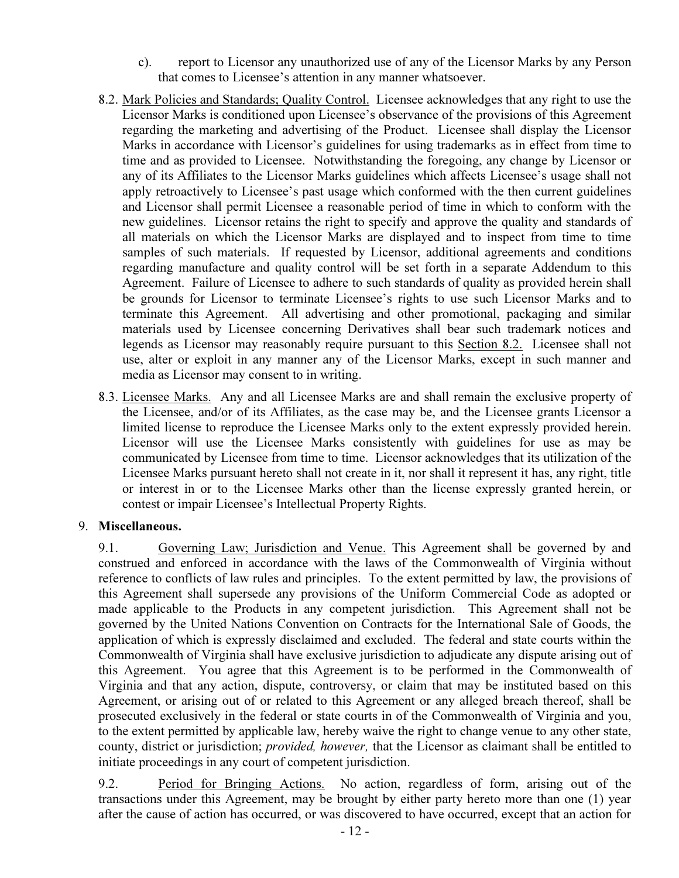c). report to Licensor any unauthorized use of any of the Licensor Marks by any Person that comes to Licensee's attention in any manner whatsoever.

8.2. Mark Policies and Standards; Quality Control. Licensee acknowledges that any right to use the Licensor Marks is conditioned upon Licensee's observance of the provisions of this Agreement regarding the marketing and advertising of the Product. Licensee shall display the Licensor Marks in accordance with Licensor's guidelines for using trademarks as in effect from time to time and as provided to Licensee. Notwithstanding the foregoing, any change by Licensor or any of its Affiliates to the Licensor Marks guidelines which affects Licensee's usage shall not apply retroactively to Licensee's past usage which conformed with the then current guidelines and Licensor shall permit Licensee a reasonable period of time in which to conform with the new guidelines. Licensor retains the right to specify and approve the quality and standards of all materials on which the Licensor Marks are displayed and to inspect from time to time samples of such materials. If requested by Licensor, additional agreements and conditions regarding manufacture and quality control will be set forth in a separate Addendum to this Agreement. Failure of Licensee to adhere to such standards of quality as provided herein shall be grounds for Licensor to terminate Licensee's rights to use such Licensor Marks and to terminate this Agreement. All advertising and other promotional, packaging and similar materials used by Licensee concerning Derivatives shall bear such trademark notices and legends as Licensor may reasonably require pursuant to this Section 8.2. Licensee shall not use, alter or exploit in any manner any of the Licensor Marks, except in such manner and media as Licensor may consent to in writing.

8.3. Licensee Marks. Any and all Licensee Marks are and shall remain the exclusive property of the Licensee, and/or of its Affiliates, as the case may be, and the Licensee grants Licensor a limited license to reproduce the Licensee Marks only to the extent expressly provided herein. Licensor will use the Licensee Marks consistently with guidelines for use as may be communicated by Licensee from time to time. Licensor acknowledges that its utilization of the Licensee Marks pursuant hereto shall not create in it, nor shall it represent it has, any right, title or interest in or to the Licensee Marks other than the license expressly granted herein, or contest or impair Licensee's Intellectual Property Rights.

9. **Miscellaneous.**

9.1. Governing Law; Jurisdiction and Venue. This Agreement shall be governed by and construed and enforced in accordance with the laws of the Commonwealth of Virginia without reference to conflicts of law rules and principles. To the extent permitted by law, the provisions of this Agreement shall supersede any provisions of the Uniform Commercial Code as adopted or made applicable to the Products in any competent jurisdiction. This Agreement shall not be governed by the United Nations Convention on Contracts for the International Sale of Goods, the application of which is expressly disclaimed and excluded. The federal and state courts within the Commonwealth of Virginia shall have exclusive jurisdiction to adjudicate any dispute arising out of this Agreement. You agree that this Agreement is to be performed in the Commonwealth of Virginia and that any action, dispute, controversy, or claim that may be instituted based on this Agreement, or arising out of or related to this Agreement or any alleged breach thereof, shall be prosecuted exclusively in the federal or state courts in of the Commonwealth of Virginia and you, to the extent permitted by applicable law, hereby waive the right to change venue to any other state, county, district or jurisdiction; *provided, however,* that the Licensor as claimant shall be entitled to initiate proceedings in any court of competent jurisdiction.

9.2. Period for Bringing Actions. No action, regardless of form, arising out of the transactions under this Agreement, may be brought by either party hereto more than one (1) year after the cause of action has occurred, or was discovered to have occurred, except that an action for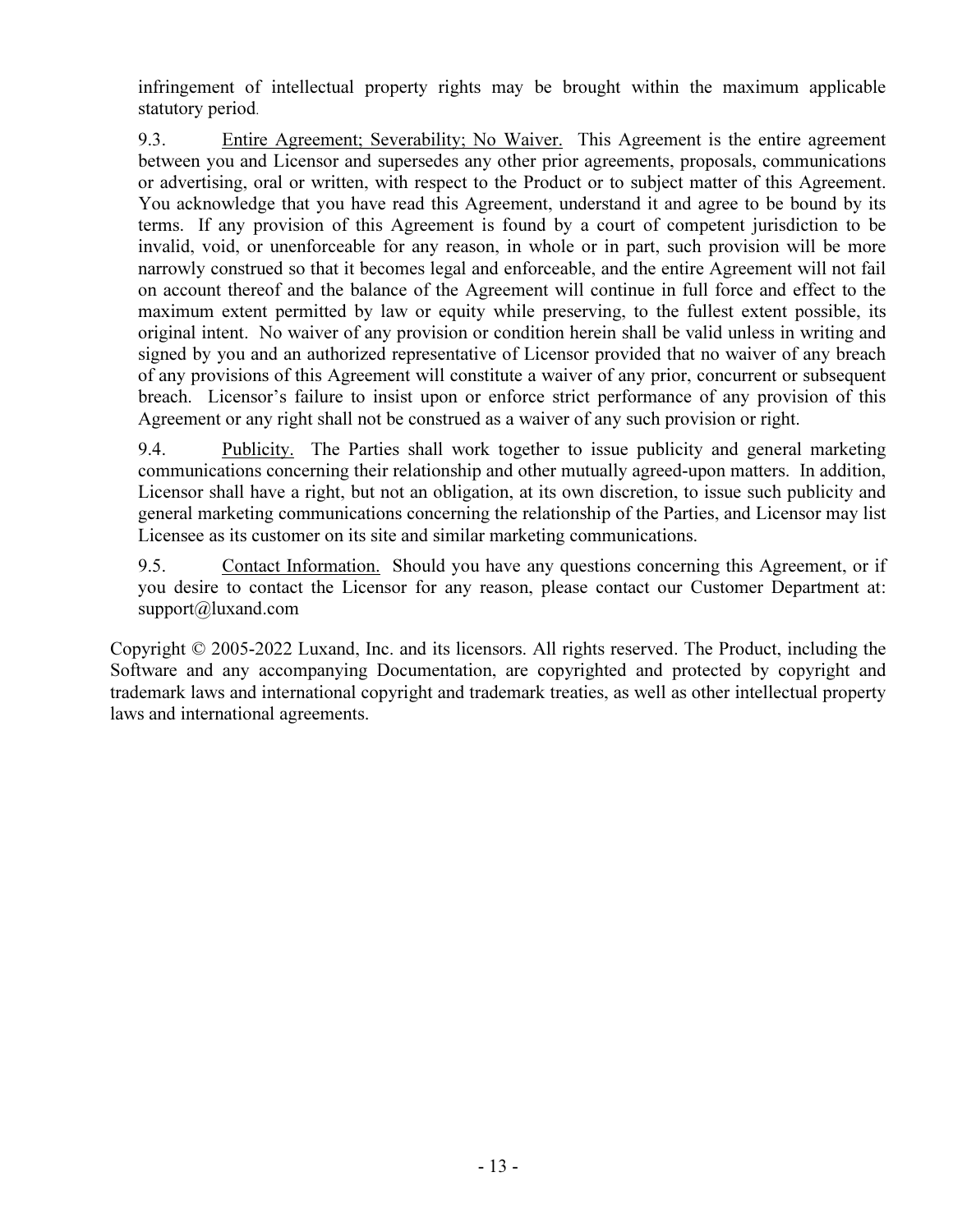infringement of intellectual property rights may be brought within the maximum applicable statutory period.

9.3. Entire Agreement; Severability; No Waiver. This Agreement is the entire agreement between you and Licensor and supersedes any other prior agreements, proposals, communications or advertising, oral or written, with respect to the Product or to subject matter of this Agreement. You acknowledge that you have read this Agreement, understand it and agree to be bound by its terms. If any provision of this Agreement is found by a court of competent jurisdiction to be invalid, void, or unenforceable for any reason, in whole or in part, such provision will be more narrowly construed so that it becomes legal and enforceable, and the entire Agreement will not fail on account thereof and the balance of the Agreement will continue in full force and effect to the maximum extent permitted by law or equity while preserving, to the fullest extent possible, its original intent. No waiver of any provision or condition herein shall be valid unless in writing and signed by you and an authorized representative of Licensor provided that no waiver of any breach of any provisions of this Agreement will constitute a waiver of any prior, concurrent or subsequent breach. Licensor's failure to insist upon or enforce strict performance of any provision of this Agreement or any right shall not be construed as a waiver of any such provision or right.

9.4. Publicity. The Parties shall work together to issue publicity and general marketing communications concerning their relationship and other mutually agreed-upon matters. In addition, Licensor shall have a right, but not an obligation, at its own discretion, to issue such publicity and general marketing communications concerning the relationship of the Parties, and Licensor may list Licensee as its customer on its site and similar marketing communications.

9.5. Contact Information. Should you have any questions concerning this Agreement, or if you desire to contact the Licensor for any reason, please contact our Customer Department at: support@luxand.com

Copyright © 2005-2022 Luxand, Inc. and its licensors. All rights reserved. The Product, including the Software and any accompanying Documentation, are copyrighted and protected by copyright and trademark laws and international copyright and trademark treaties, as well as other intellectual property laws and international agreements.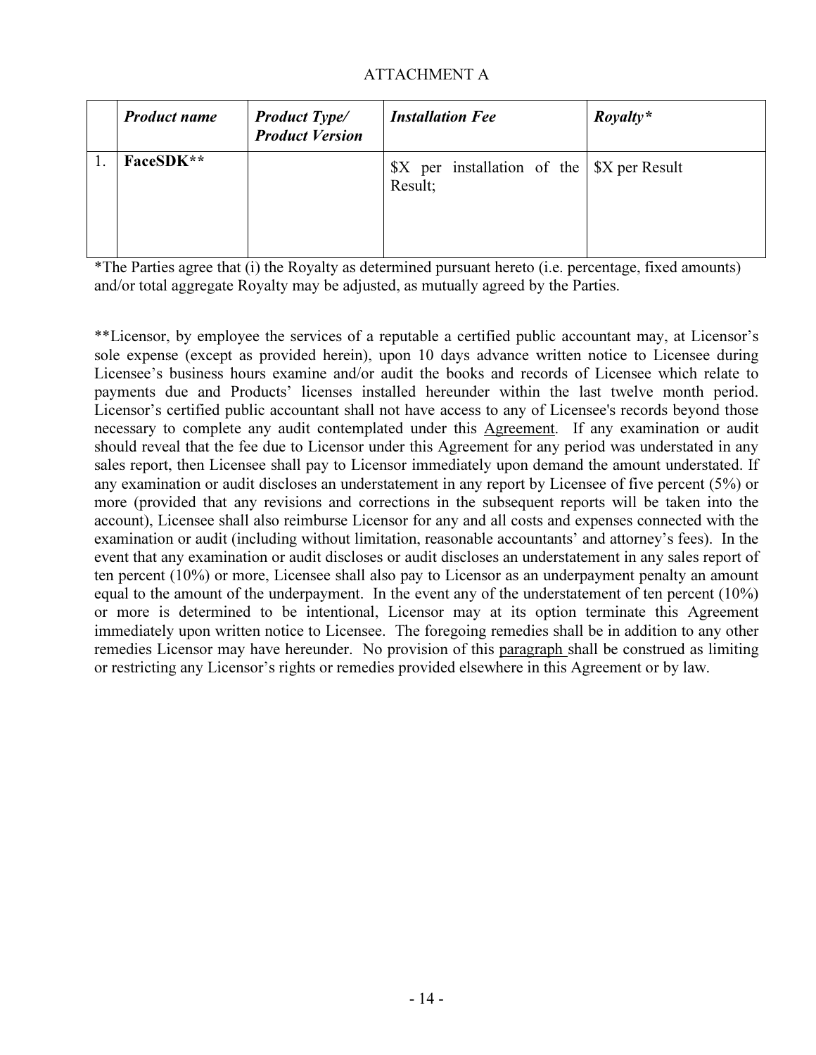ATTACHMENT A

| | *Product name* | *Product Type/ Product Version* | *Installation Fee* | *Royalty** |
|---|---|---|---|---|
| 1. | **FaceSDK**** | | $X per installation of the Result; | $X per Result |

*The Parties agree that (i) the Royalty as determined pursuant hereto (i.e. percentage, fixed amounts) and/or total aggregate Royalty may be adjusted, as mutually agreed by the Parties.

**Licensor, by employee the services of a reputable a certified public accountant may, at Licensor's sole expense (except as provided herein), upon 10 days advance written notice to Licensee during Licensee's business hours examine and/or audit the books and records of Licensee which relate to payments due and Products' licenses installed hereunder within the last twelve month period. Licensor's certified public accountant shall not have access to any of Licensee's records beyond those necessary to complete any audit contemplated under this Agreement. If any examination or audit should reveal that the fee due to Licensor under this Agreement for any period was understated in any sales report, then Licensee shall pay to Licensor immediately upon demand the amount understated. If any examination or audit discloses an understatement in any report by Licensee of five percent (5%) or more (provided that any revisions and corrections in the subsequent reports will be taken into the account), Licensee shall also reimburse Licensor for any and all costs and expenses connected with the examination or audit (including without limitation, reasonable accountants' and attorney's fees). In the event that any examination or audit discloses or audit discloses an understatement in any sales report of ten percent (10%) or more, Licensee shall also pay to Licensor as an underpayment penalty an amount equal to the amount of the underpayment. In the event any of the understatement of ten percent (10%) or more is determined to be intentional, Licensor may at its option terminate this Agreement immediately upon written notice to Licensee. The foregoing remedies shall be in addition to any other remedies Licensor may have hereunder. No provision of this paragraph shall be construed as limiting or restricting any Licensor's rights or remedies provided elsewhere in this Agreement or by law.